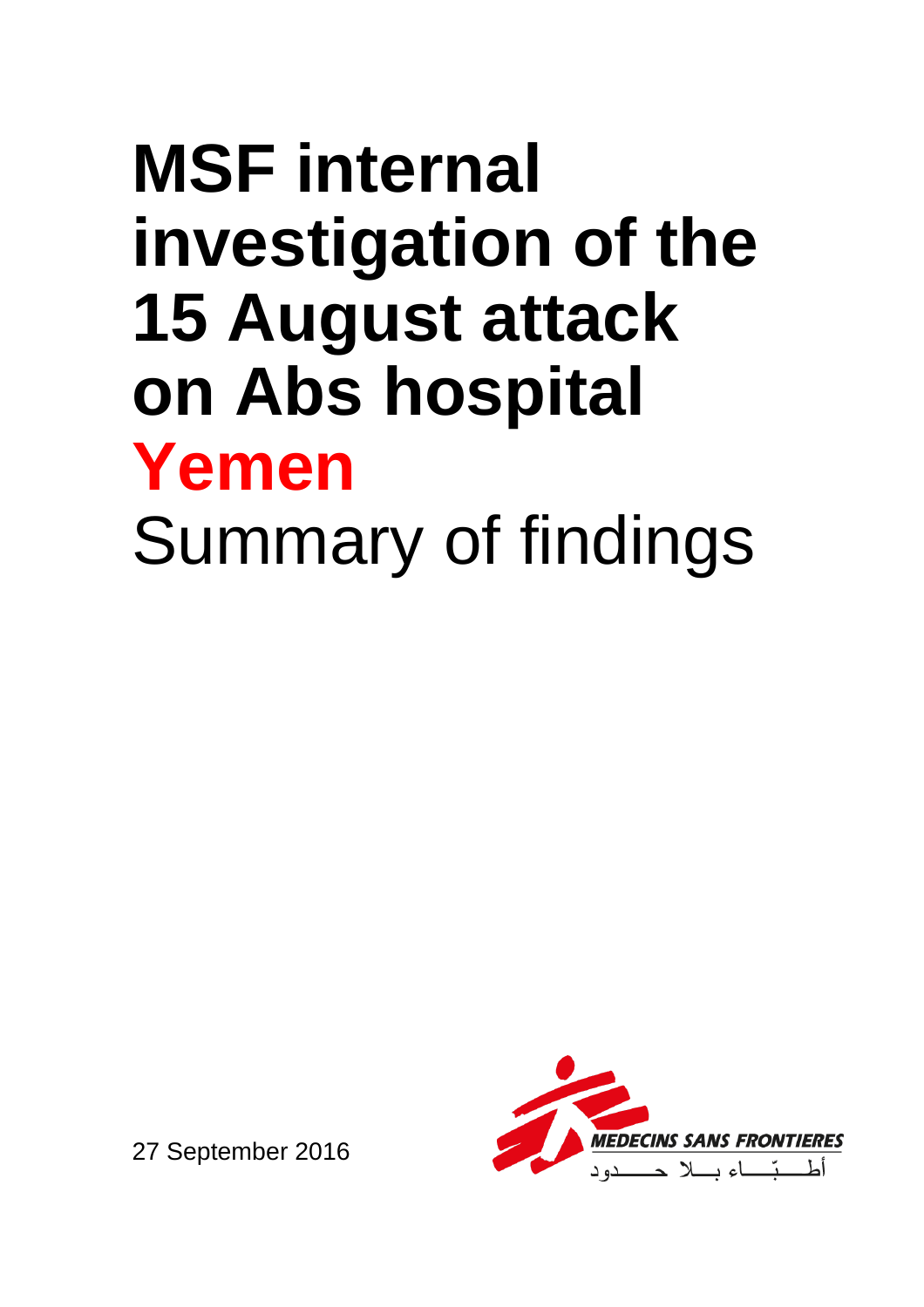# MSF internal investigation of the 15 August attack on Abs hospital

# Yemen

## Summary of findings

27 September 2016

MEDECINS SANS FRONTIERES

أطبّاء بلا حدود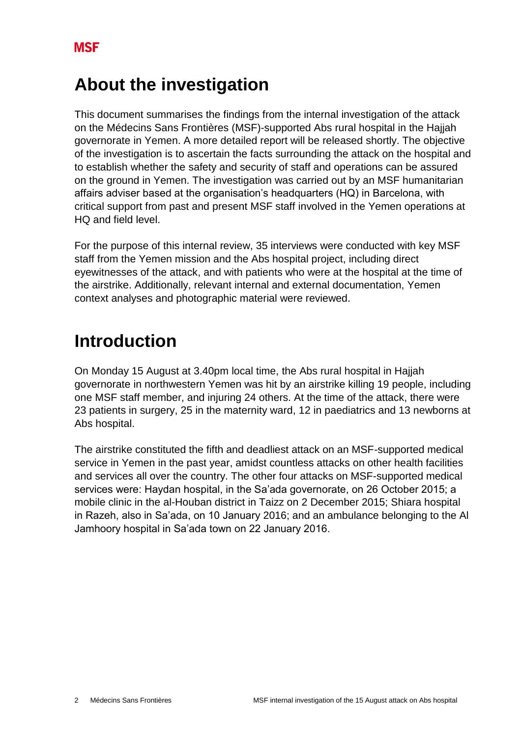## About the investigation

This document summarises the findings from the internal investigation of the attack on the Médecins Sans Frontières (MSF)-supported Abs rural hospital in the Hajjah governorate in Yemen. A more detailed report will be released shortly. The objective of the investigation is to ascertain the facts surrounding the attack on the hospital and to establish whether the safety and security of staff and operations can be assured on the ground in Yemen. The investigation was carried out by an MSF humanitarian affairs adviser based at the organisation's headquarters (HQ) in Barcelona, with critical support from past and present MSF staff involved in the Yemen operations at HQ and field level.

For the purpose of this internal review, 35 interviews were conducted with key MSF staff from the Yemen mission and the Abs hospital project, including direct eyewitnesses of the attack, and with patients who were at the hospital at the time of the airstrike. Additionally, relevant internal and external documentation, Yemen context analyses and photographic material were reviewed.

## Introduction

On Monday 15 August at 3.40pm local time, the Abs rural hospital in Hajjah governorate in northwestern Yemen was hit by an airstrike killing 19 people, including one MSF staff member, and injuring 24 others. At the time of the attack, there were 23 patients in surgery, 25 in the maternity ward, 12 in paediatrics and 13 newborns at Abs hospital.

The airstrike constituted the fifth and deadliest attack on an MSF-supported medical service in Yemen in the past year, amidst countless attacks on other health facilities and services all over the country. The other four attacks on MSF-supported medical services were: Haydan hospital, in the Sa'ada governorate, on 26 October 2015; a mobile clinic in the al-Houban district in Taizz on 2 December 2015; Shiara hospital in Razeh, also in Sa'ada, on 10 January 2016; and an ambulance belonging to the Al Jamhoory hospital in Sa'ada town on 22 January 2016.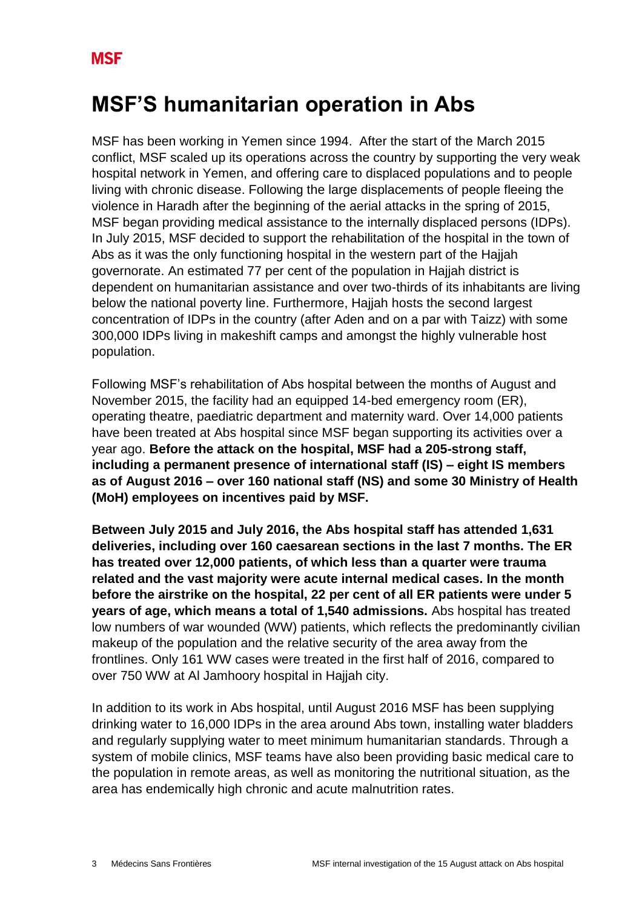# MSF'S humanitarian operation in Abs

MSF has been working in Yemen since 1994. After the start of the March 2015 conflict, MSF scaled up its operations across the country by supporting the very weak hospital network in Yemen, and offering care to displaced populations and to people living with chronic disease. Following the large displacements of people fleeing the violence in Haradh after the beginning of the aerial attacks in the spring of 2015, MSF began providing medical assistance to the internally displaced persons (IDPs). In July 2015, MSF decided to support the rehabilitation of the hospital in the town of Abs as it was the only functioning hospital in the western part of the Hajjah governorate. An estimated 77 per cent of the population in Hajjah district is dependent on humanitarian assistance and over two-thirds of its inhabitants are living below the national poverty line. Furthermore, Hajjah hosts the second largest concentration of IDPs in the country (after Aden and on a par with Taizz) with some 300,000 IDPs living in makeshift camps and amongst the highly vulnerable host population.

Following MSF's rehabilitation of Abs hospital between the months of August and November 2015, the facility had an equipped 14-bed emergency room (ER), operating theatre, paediatric department and maternity ward. Over 14,000 patients have been treated at Abs hospital since MSF began supporting its activities over a year ago. **Before the attack on the hospital, MSF had a 205-strong staff, including a permanent presence of international staff (IS) – eight IS members as of August 2016 – over 160 national staff (NS) and some 30 Ministry of Health (MoH) employees on incentives paid by MSF.**

**Between July 2015 and July 2016, the Abs hospital staff has attended 1,631 deliveries, including over 160 caesarean sections in the last 7 months. The ER has treated over 12,000 patients, of which less than a quarter were trauma related and the vast majority were acute internal medical cases. In the month before the airstrike on the hospital, 22 per cent of all ER patients were under 5 years of age, which means a total of 1,540 admissions.** Abs hospital has treated low numbers of war wounded (WW) patients, which reflects the predominantly civilian makeup of the population and the relative security of the area away from the frontlines. Only 161 WW cases were treated in the first half of 2016, compared to over 750 WW at Al Jamhoory hospital in Hajjah city.

In addition to its work in Abs hospital, until August 2016 MSF has been supplying drinking water to 16,000 IDPs in the area around Abs town, installing water bladders and regularly supplying water to meet minimum humanitarian standards. Through a system of mobile clinics, MSF teams have also been providing basic medical care to the population in remote areas, as well as monitoring the nutritional situation, as the area has endemically high chronic and acute malnutrition rates.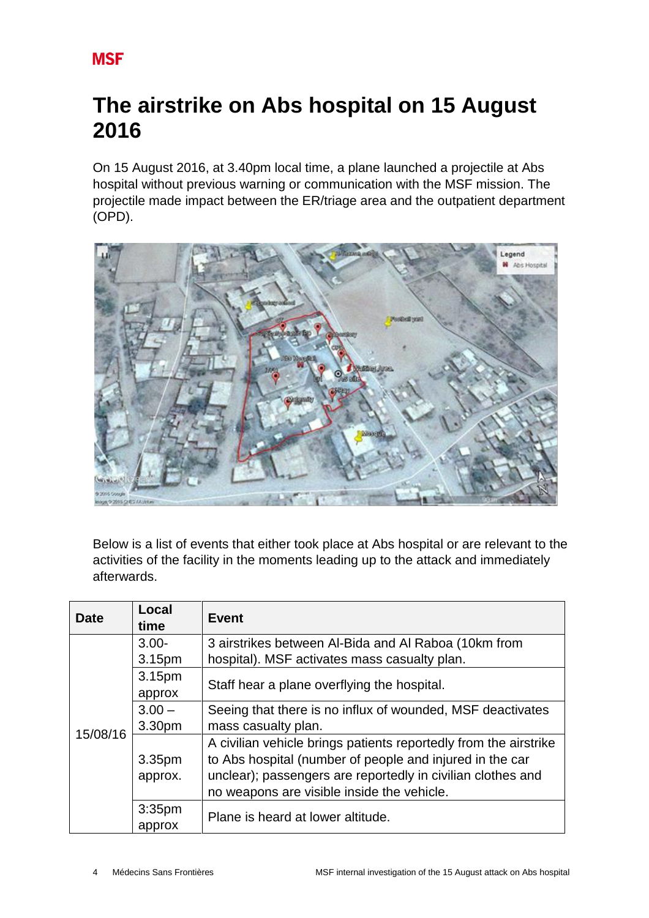MSF

# The airstrike on Abs hospital on 15 August 2016

On 15 August 2016, at 3.40pm local time, a plane launched a projectile at Abs hospital without previous warning or communication with the MSF mission. The projectile made impact between the ER/triage area and the outpatient department (OPD).

Below is a list of events that either took place at Abs hospital or are relevant to the activities of the facility in the moments leading up to the attack and immediately afterwards.

| Date | Local time | Event |
|---|---|---|
| 15/08/16 | 3.00-3.15pm | 3 airstrikes between Al-Bida and Al Raboa (10km from hospital). MSF activates mass casualty plan. |
| | 3.15pm approx | Staff hear a plane overflying the hospital. |
| | 3.00 – 3.30pm | Seeing that there is no influx of wounded, MSF deactivates mass casualty plan. |
| | 3.35pm approx. | A civilian vehicle brings patients reportedly from the airstrike to Abs hospital (number of people and injured in the car unclear); passengers are reportedly in civilian clothes and no weapons are visible inside the vehicle. |
| | 3:35pm approx | Plane is heard at lower altitude. |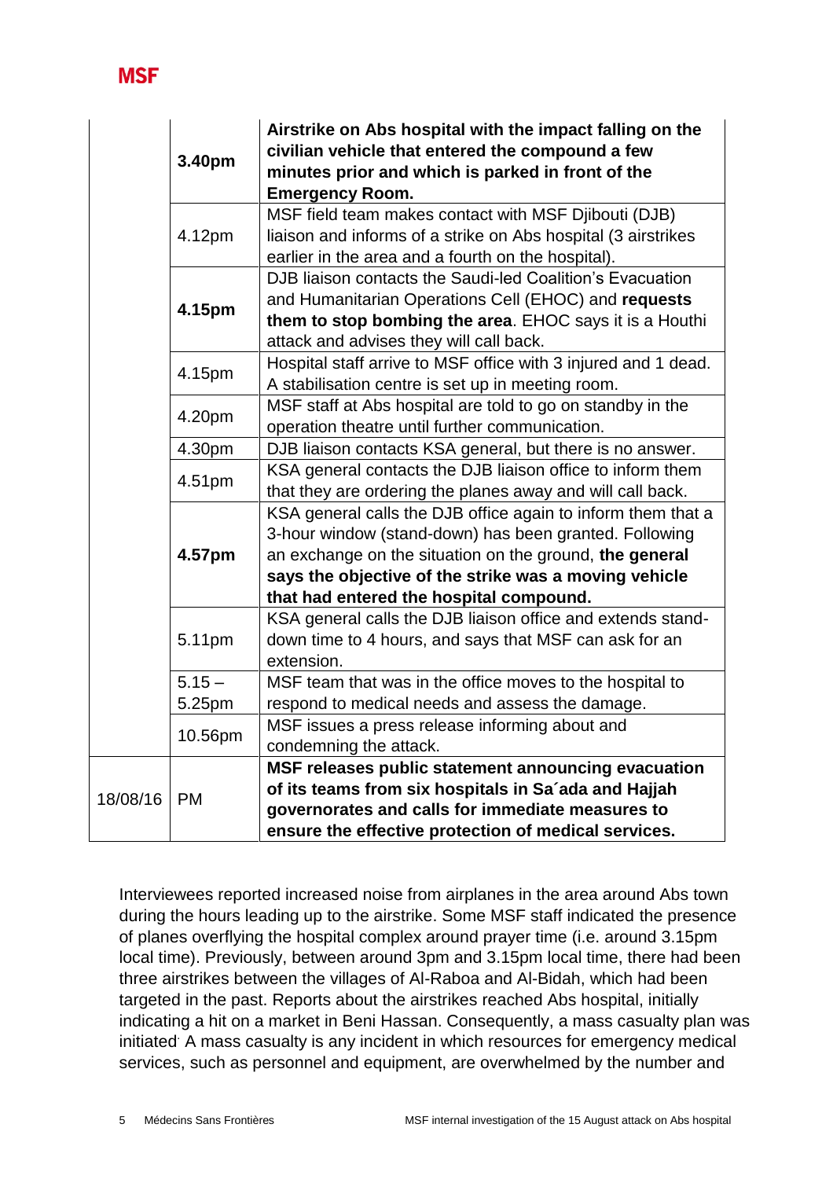| | | |
|---|---|---|
| | **3.40pm** | **Airstrike on Abs hospital with the impact falling on the civilian vehicle that entered the compound a few minutes prior and which is parked in front of the Emergency Room.** |
| | 4.12pm | MSF field team makes contact with MSF Djibouti (DJB) liaison and informs of a strike on Abs hospital (3 airstrikes earlier in the area and a fourth on the hospital). |
| | **4.15pm** | DJB liaison contacts the Saudi-led Coalition's Evacuation and Humanitarian Operations Cell (EHOC) and **requests them to stop bombing the area**. EHOC says it is a Houthi attack and advises they will call back. |
| | 4.15pm | Hospital staff arrive to MSF office with 3 injured and 1 dead. A stabilisation centre is set up in meeting room. |
| | 4.20pm | MSF staff at Abs hospital are told to go on standby in the operation theatre until further communication. |
| | 4.30pm | DJB liaison contacts KSA general, but there is no answer. |
| | 4.51pm | KSA general contacts the DJB liaison office to inform them that they are ordering the planes away and will call back. |
| | **4.57pm** | KSA general calls the DJB office again to inform them that a 3-hour window (stand-down) has been granted. Following an exchange on the situation on the ground, **the general says the objective of the strike was a moving vehicle that had entered the hospital compound.** |
| | 5.11pm | KSA general calls the DJB liaison office and extends stand-down time to 4 hours, and says that MSF can ask for an extension. |
| | 5.15 – 5.25pm | MSF team that was in the office moves to the hospital to respond to medical needs and assess the damage. |
| | 10.56pm | MSF issues a press release informing about and condemning the attack. |
| 18/08/16 | PM | **MSF releases public statement announcing evacuation of its teams from six hospitals in Sa´ada and Hajjah governorates and calls for immediate measures to ensure the effective protection of medical services.** |

Interviewees reported increased noise from airplanes in the area around Abs town during the hours leading up to the airstrike. Some MSF staff indicated the presence of planes overflying the hospital complex around prayer time (i.e. around 3.15pm local time). Previously, between around 3pm and 3.15pm local time, there had been three airstrikes between the villages of Al-Raboa and Al-Bidah, which had been targeted in the past. Reports about the airstrikes reached Abs hospital, initially indicating a hit on a market in Beni Hassan. Consequently, a mass casualty plan was initiated. A mass casualty is any incident in which resources for emergency medical services, such as personnel and equipment, are overwhelmed by the number and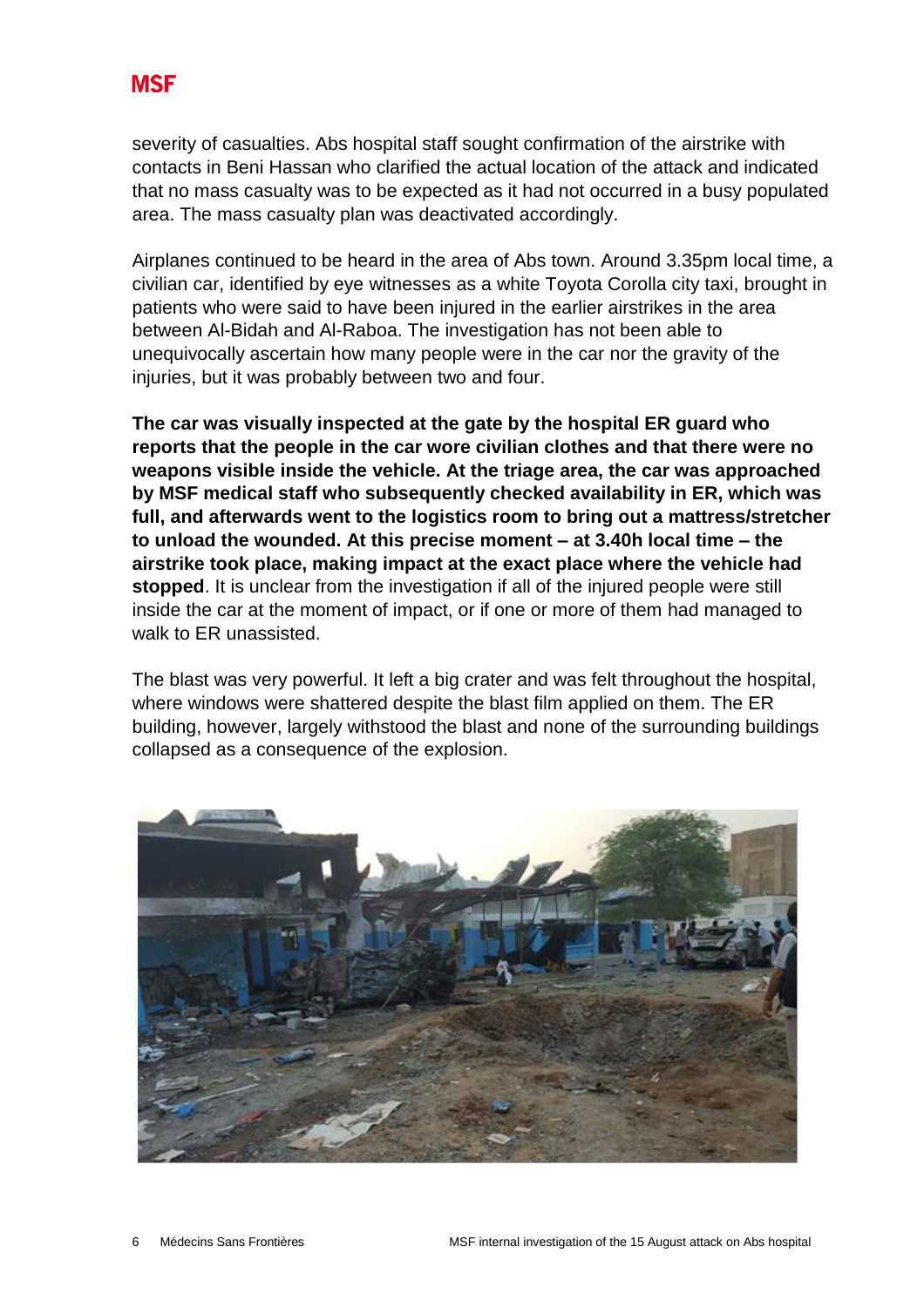severity of casualties. Abs hospital staff sought confirmation of the airstrike with contacts in Beni Hassan who clarified the actual location of the attack and indicated that no mass casualty was to be expected as it had not occurred in a busy populated area. The mass casualty plan was deactivated accordingly.

Airplanes continued to be heard in the area of Abs town. Around 3.35pm local time, a civilian car, identified by eye witnesses as a white Toyota Corolla city taxi, brought in patients who were said to have been injured in the earlier airstrikes in the area between Al-Bidah and Al-Raboa. The investigation has not been able to unequivocally ascertain how many people were in the car nor the gravity of the injuries, but it was probably between two and four.

**The car was visually inspected at the gate by the hospital ER guard who reports that the people in the car wore civilian clothes and that there were no weapons visible inside the vehicle. At the triage area, the car was approached by MSF medical staff who subsequently checked availability in ER, which was full, and afterwards went to the logistics room to bring out a mattress/stretcher to unload the wounded. At this precise moment – at 3.40h local time – the airstrike took place, making impact at the exact place where the vehicle had stopped**. It is unclear from the investigation if all of the injured people were still inside the car at the moment of impact, or if one or more of them had managed to walk to ER unassisted.

The blast was very powerful. It left a big crater and was felt throughout the hospital, where windows were shattered despite the blast film applied on them. The ER building, however, largely withstood the blast and none of the surrounding buildings collapsed as a consequence of the explosion.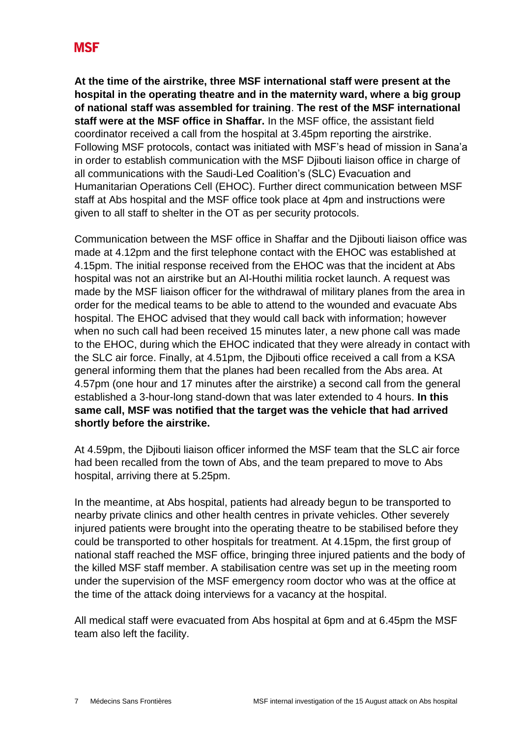**At the time of the airstrike, three MSF international staff were present at the hospital in the operating theatre and in the maternity ward, where a big group of national staff was assembled for training**. **The rest of the MSF international staff were at the MSF office in Shaffar.** In the MSF office, the assistant field coordinator received a call from the hospital at 3.45pm reporting the airstrike. Following MSF protocols, contact was initiated with MSF's head of mission in Sana'a in order to establish communication with the MSF Djibouti liaison office in charge of all communications with the Saudi-Led Coalition's (SLC) Evacuation and Humanitarian Operations Cell (EHOC). Further direct communication between MSF staff at Abs hospital and the MSF office took place at 4pm and instructions were given to all staff to shelter in the OT as per security protocols.

Communication between the MSF office in Shaffar and the Djibouti liaison office was made at 4.12pm and the first telephone contact with the EHOC was established at 4.15pm. The initial response received from the EHOC was that the incident at Abs hospital was not an airstrike but an Al-Houthi militia rocket launch. A request was made by the MSF liaison officer for the withdrawal of military planes from the area in order for the medical teams to be able to attend to the wounded and evacuate Abs hospital. The EHOC advised that they would call back with information; however when no such call had been received 15 minutes later, a new phone call was made to the EHOC, during which the EHOC indicated that they were already in contact with the SLC air force. Finally, at 4.51pm, the Djibouti office received a call from a KSA general informing them that the planes had been recalled from the Abs area. At 4.57pm (one hour and 17 minutes after the airstrike) a second call from the general established a 3-hour-long stand-down that was later extended to 4 hours. **In this same call, MSF was notified that the target was the vehicle that had arrived shortly before the airstrike.**

At 4.59pm, the Djibouti liaison officer informed the MSF team that the SLC air force had been recalled from the town of Abs, and the team prepared to move to Abs hospital, arriving there at 5.25pm.

In the meantime, at Abs hospital, patients had already begun to be transported to nearby private clinics and other health centres in private vehicles. Other severely injured patients were brought into the operating theatre to be stabilised before they could be transported to other hospitals for treatment. At 4.15pm, the first group of national staff reached the MSF office, bringing three injured patients and the body of the killed MSF staff member. A stabilisation centre was set up in the meeting room under the supervision of the MSF emergency room doctor who was at the office at the time of the attack doing interviews for a vacancy at the hospital.

All medical staff were evacuated from Abs hospital at 6pm and at 6.45pm the MSF team also left the facility.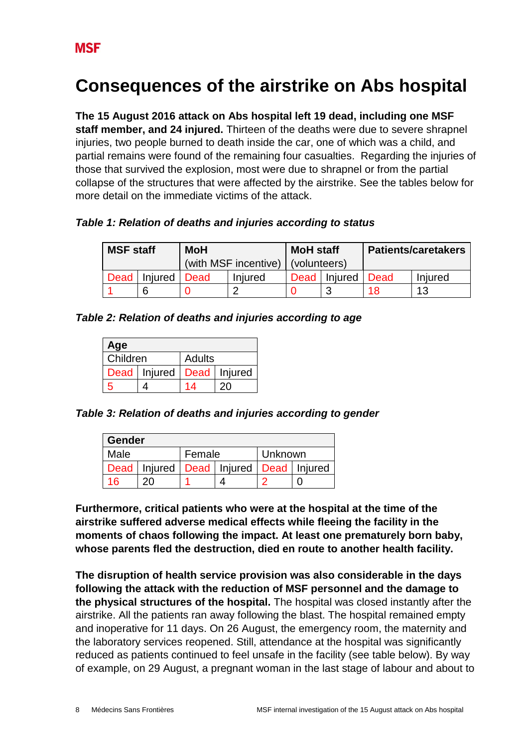**MSF**

# Consequences of the airstrike on Abs hospital

**The 15 August 2016 attack on Abs hospital left 19 dead, including one MSF staff member, and 24 injured.** Thirteen of the deaths were due to severe shrapnel injuries, two people burned to death inside the car, one of which was a child, and partial remains were found of the remaining four casualties. Regarding the injuries of those that survived the explosion, most were due to shrapnel or from the partial collapse of the structures that were affected by the airstrike. See the tables below for more detail on the immediate victims of the attack.

***Table 1: Relation of deaths and injuries according to status***

| MSF staff | | MoH (with MSF incentive) | | MoH staff (volunteers) | | Patients/caretakers | |
|---|---|---|---|---|---|---|---|
| Dead | Injured | Dead | Injured | Dead | Injured | Dead | Injured |
| 1 | 6 | 0 | 2 | 0 | 3 | 18 | 13 |

***Table 2: Relation of deaths and injuries according to age***

| Age | | | |
|---|---|---|---|
| Children | | Adults | |
| Dead | Injured | Dead | Injured |
| 5 | 4 | 14 | 20 |

***Table 3: Relation of deaths and injuries according to gender***

| Gender | | | | | |
|---|---|---|---|---|---|
| Male | | Female | | Unknown | |
| Dead | Injured | Dead | Injured | Dead | Injured |
| 16 | 20 | 1 | 4 | 2 | 0 |

**Furthermore, critical patients who were at the hospital at the time of the airstrike suffered adverse medical effects while fleeing the facility in the moments of chaos following the impact. At least one prematurely born baby, whose parents fled the destruction, died en route to another health facility.**

**The disruption of health service provision was also considerable in the days following the attack with the reduction of MSF personnel and the damage to the physical structures of the hospital.** The hospital was closed instantly after the airstrike. All the patients ran away following the blast. The hospital remained empty and inoperative for 11 days. On 26 August, the emergency room, the maternity and the laboratory services reopened. Still, attendance at the hospital was significantly reduced as patients continued to feel unsafe in the facility (see table below). By way of example, on 29 August, a pregnant woman in the last stage of labour and about to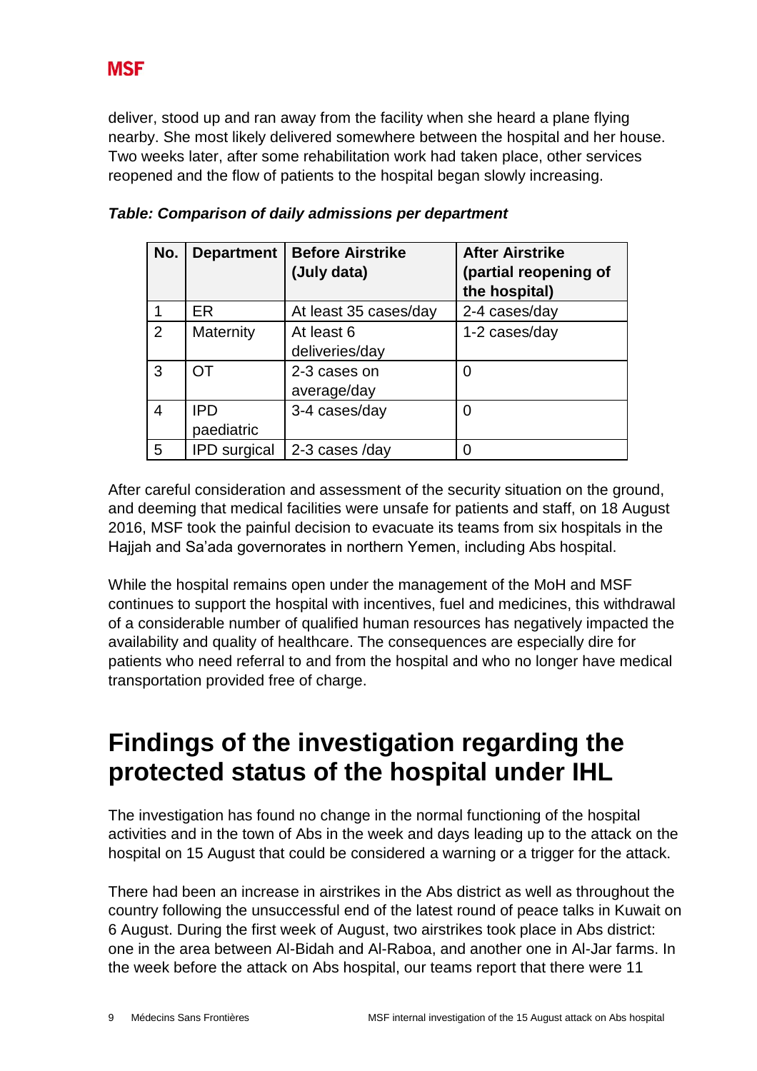deliver, stood up and ran away from the facility when she heard a plane flying nearby. She most likely delivered somewhere between the hospital and her house. Two weeks later, after some rehabilitation work had taken place, other services reopened and the flow of patients to the hospital began slowly increasing.

***Table: Comparison of daily admissions per department***

| No. | Department | Before Airstrike (July data) | After Airstrike (partial reopening of the hospital) |
|---|---|---|---|
| 1 | ER | At least 35 cases/day | 2-4 cases/day |
| 2 | Maternity | At least 6 deliveries/day | 1-2 cases/day |
| 3 | OT | 2-3 cases on average/day | 0 |
| 4 | IPD paediatric | 3-4 cases/day | 0 |
| 5 | IPD surgical | 2-3 cases /day | 0 |

After careful consideration and assessment of the security situation on the ground, and deeming that medical facilities were unsafe for patients and staff, on 18 August 2016, MSF took the painful decision to evacuate its teams from six hospitals in the Hajjah and Sa'ada governorates in northern Yemen, including Abs hospital.

While the hospital remains open under the management of the MoH and MSF continues to support the hospital with incentives, fuel and medicines, this withdrawal of a considerable number of qualified human resources has negatively impacted the availability and quality of healthcare. The consequences are especially dire for patients who need referral to and from the hospital and who no longer have medical transportation provided free of charge.

# Findings of the investigation regarding the protected status of the hospital under IHL

The investigation has found no change in the normal functioning of the hospital activities and in the town of Abs in the week and days leading up to the attack on the hospital on 15 August that could be considered a warning or a trigger for the attack.

There had been an increase in airstrikes in the Abs district as well as throughout the country following the unsuccessful end of the latest round of peace talks in Kuwait on 6 August. During the first week of August, two airstrikes took place in Abs district: one in the area between Al-Bidah and Al-Raboa, and another one in Al-Jar farms. In the week before the attack on Abs hospital, our teams report that there were 11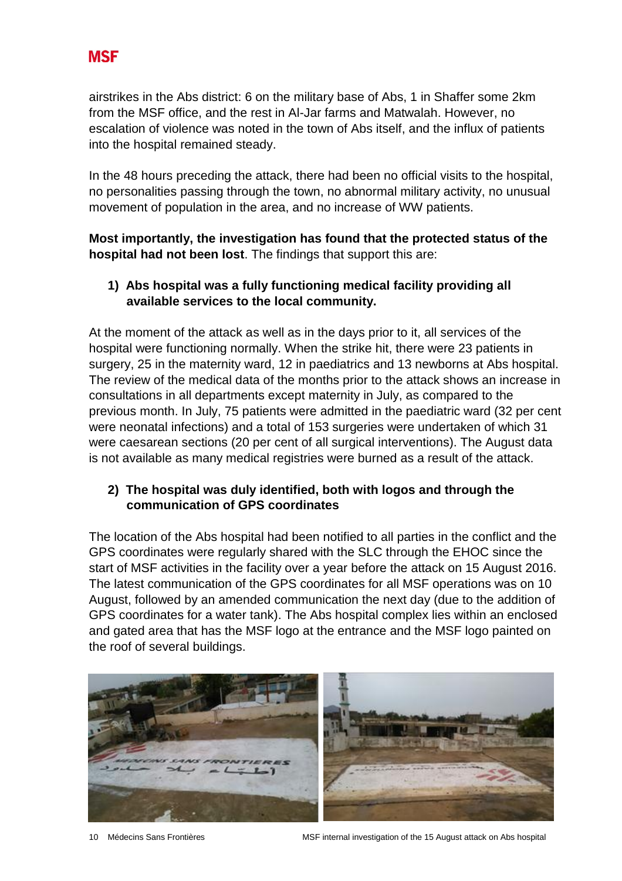airstrikes in the Abs district: 6 on the military base of Abs, 1 in Shaffer some 2km from the MSF office, and the rest in Al-Jar farms and Matwalah. However, no escalation of violence was noted in the town of Abs itself, and the influx of patients into the hospital remained steady.

In the 48 hours preceding the attack, there had been no official visits to the hospital, no personalities passing through the town, no abnormal military activity, no unusual movement of population in the area, and no increase of WW patients.

**Most importantly, the investigation has found that the protected status of the hospital had not been lost**. The findings that support this are:

1) **Abs hospital was a fully functioning medical facility providing all available services to the local community.**

At the moment of the attack as well as in the days prior to it, all services of the hospital were functioning normally. When the strike hit, there were 23 patients in surgery, 25 in the maternity ward, 12 in paediatrics and 13 newborns at Abs hospital. The review of the medical data of the months prior to the attack shows an increase in consultations in all departments except maternity in July, as compared to the previous month. In July, 75 patients were admitted in the paediatric ward (32 per cent were neonatal infections) and a total of 153 surgeries were undertaken of which 31 were caesarean sections (20 per cent of all surgical interventions). The August data is not available as many medical registries were burned as a result of the attack.

2) **The hospital was duly identified, both with logos and through the communication of GPS coordinates**

The location of the Abs hospital had been notified to all parties in the conflict and the GPS coordinates were regularly shared with the SLC through the EHOC since the start of MSF activities in the facility over a year before the attack on 15 August 2016. The latest communication of the GPS coordinates for all MSF operations was on 10 August, followed by an amended communication the next day (due to the addition of GPS coordinates for a water tank). The Abs hospital complex lies within an enclosed and gated area that has the MSF logo at the entrance and the MSF logo painted on the roof of several buildings.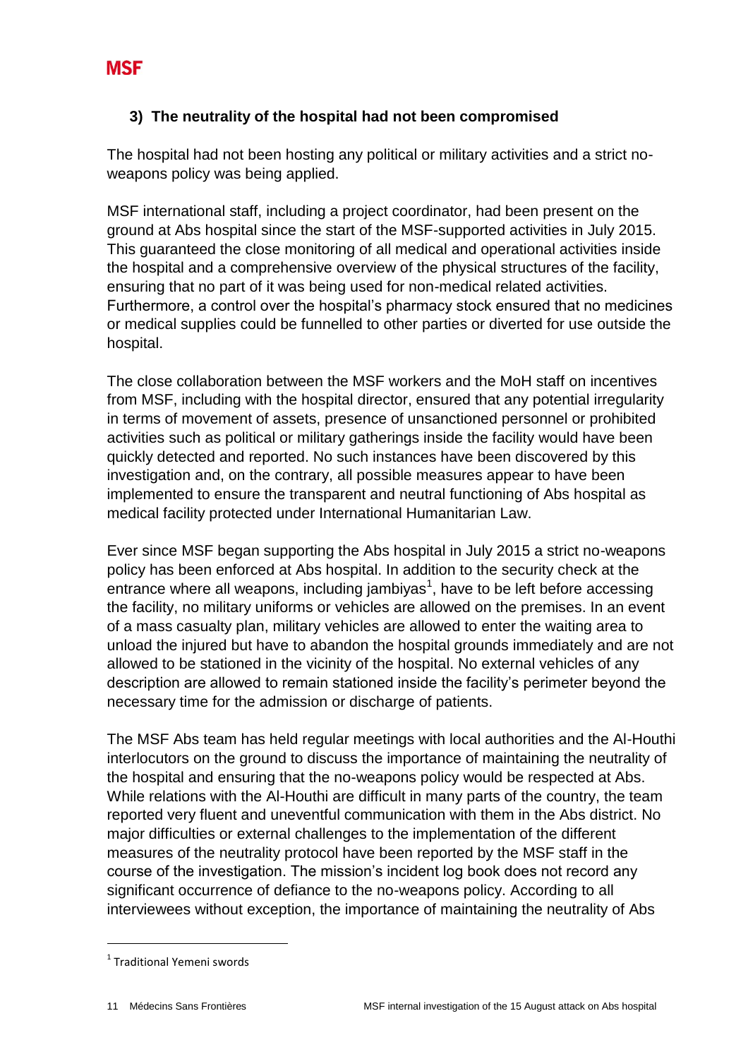### 3) The neutrality of the hospital had not been compromised

The hospital had not been hosting any political or military activities and a strict no-weapons policy was being applied.

MSF international staff, including a project coordinator, had been present on the ground at Abs hospital since the start of the MSF-supported activities in July 2015. This guaranteed the close monitoring of all medical and operational activities inside the hospital and a comprehensive overview of the physical structures of the facility, ensuring that no part of it was being used for non-medical related activities. Furthermore, a control over the hospital's pharmacy stock ensured that no medicines or medical supplies could be funnelled to other parties or diverted for use outside the hospital.

The close collaboration between the MSF workers and the MoH staff on incentives from MSF, including with the hospital director, ensured that any potential irregularity in terms of movement of assets, presence of unsanctioned personnel or prohibited activities such as political or military gatherings inside the facility would have been quickly detected and reported. No such instances have been discovered by this investigation and, on the contrary, all possible measures appear to have been implemented to ensure the transparent and neutral functioning of Abs hospital as medical facility protected under International Humanitarian Law.

Ever since MSF began supporting the Abs hospital in July 2015 a strict no-weapons policy has been enforced at Abs hospital. In addition to the security check at the entrance where all weapons, including jambiyas[1], have to be left before accessing the facility, no military uniforms or vehicles are allowed on the premises. In an event of a mass casualty plan, military vehicles are allowed to enter the waiting area to unload the injured but have to abandon the hospital grounds immediately and are not allowed to be stationed in the vicinity of the hospital. No external vehicles of any description are allowed to remain stationed inside the facility's perimeter beyond the necessary time for the admission or discharge of patients.

The MSF Abs team has held regular meetings with local authorities and the Al-Houthi interlocutors on the ground to discuss the importance of maintaining the neutrality of the hospital and ensuring that the no-weapons policy would be respected at Abs. While relations with the Al-Houthi are difficult in many parts of the country, the team reported very fluent and uneventful communication with them in the Abs district. No major difficulties or external challenges to the implementation of the different measures of the neutrality protocol have been reported by the MSF staff in the course of the investigation. The mission's incident log book does not record any significant occurrence of defiance to the no-weapons policy. According to all interviewees without exception, the importance of maintaining the neutrality of Abs

[1] Traditional Yemeni swords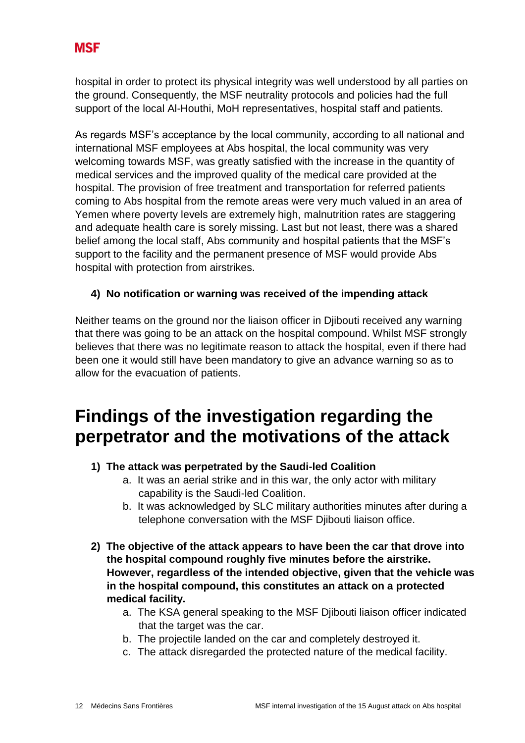hospital in order to protect its physical integrity was well understood by all parties on the ground. Consequently, the MSF neutrality protocols and policies had the full support of the local Al-Houthi, MoH representatives, hospital staff and patients.

As regards MSF's acceptance by the local community, according to all national and international MSF employees at Abs hospital, the local community was very welcoming towards MSF, was greatly satisfied with the increase in the quantity of medical services and the improved quality of the medical care provided at the hospital. The provision of free treatment and transportation for referred patients coming to Abs hospital from the remote areas were very much valued in an area of Yemen where poverty levels are extremely high, malnutrition rates are staggering and adequate health care is sorely missing. Last but not least, there was a shared belief among the local staff, Abs community and hospital patients that the MSF's support to the facility and the permanent presence of MSF would provide Abs hospital with protection from airstrikes.

4) **No notification or warning was received of the impending attack**

Neither teams on the ground nor the liaison officer in Djibouti received any warning that there was going to be an attack on the hospital compound. Whilst MSF strongly believes that there was no legitimate reason to attack the hospital, even if there had been one it would still have been mandatory to give an advance warning so as to allow for the evacuation of patients.

# Findings of the investigation regarding the perpetrator and the motivations of the attack

1) **The attack was perpetrated by the Saudi-led Coalition**
    a. It was an aerial strike and in this war, the only actor with military capability is the Saudi-led Coalition.
    b. It was acknowledged by SLC military authorities minutes after during a telephone conversation with the MSF Djibouti liaison office.

2) **The objective of the attack appears to have been the car that drove into the hospital compound roughly five minutes before the airstrike. However, regardless of the intended objective, given that the vehicle was in the hospital compound, this constitutes an attack on a protected medical facility.**
    a. The KSA general speaking to the MSF Djibouti liaison officer indicated that the target was the car.
    b. The projectile landed on the car and completely destroyed it.
    c. The attack disregarded the protected nature of the medical facility.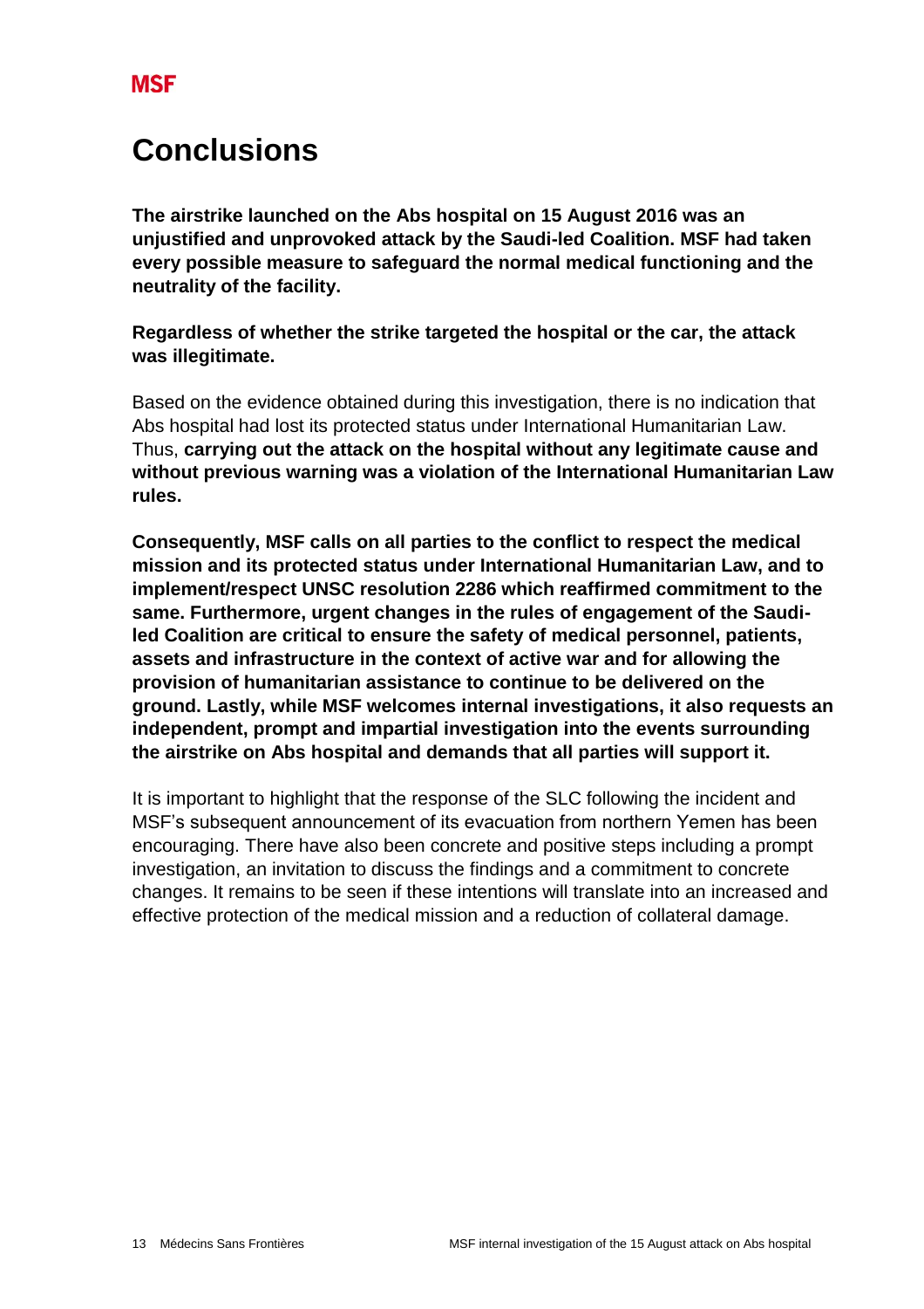# Conclusions

**The airstrike launched on the Abs hospital on 15 August 2016 was an unjustified and unprovoked attack by the Saudi-led Coalition. MSF had taken every possible measure to safeguard the normal medical functioning and the neutrality of the facility.**

**Regardless of whether the strike targeted the hospital or the car, the attack was illegitimate.**

Based on the evidence obtained during this investigation, there is no indication that Abs hospital had lost its protected status under International Humanitarian Law. Thus, **carrying out the attack on the hospital without any legitimate cause and without previous warning was a violation of the International Humanitarian Law rules.**

**Consequently, MSF calls on all parties to the conflict to respect the medical mission and its protected status under International Humanitarian Law, and to implement/respect UNSC resolution 2286 which reaffirmed commitment to the same. Furthermore, urgent changes in the rules of engagement of the Saudi-led Coalition are critical to ensure the safety of medical personnel, patients, assets and infrastructure in the context of active war and for allowing the provision of humanitarian assistance to continue to be delivered on the ground. Lastly, while MSF welcomes internal investigations, it also requests an independent, prompt and impartial investigation into the events surrounding the airstrike on Abs hospital and demands that all parties will support it.**

It is important to highlight that the response of the SLC following the incident and MSF's subsequent announcement of its evacuation from northern Yemen has been encouraging. There have also been concrete and positive steps including a prompt investigation, an invitation to discuss the findings and a commitment to concrete changes. It remains to be seen if these intentions will translate into an increased and effective protection of the medical mission and a reduction of collateral damage.